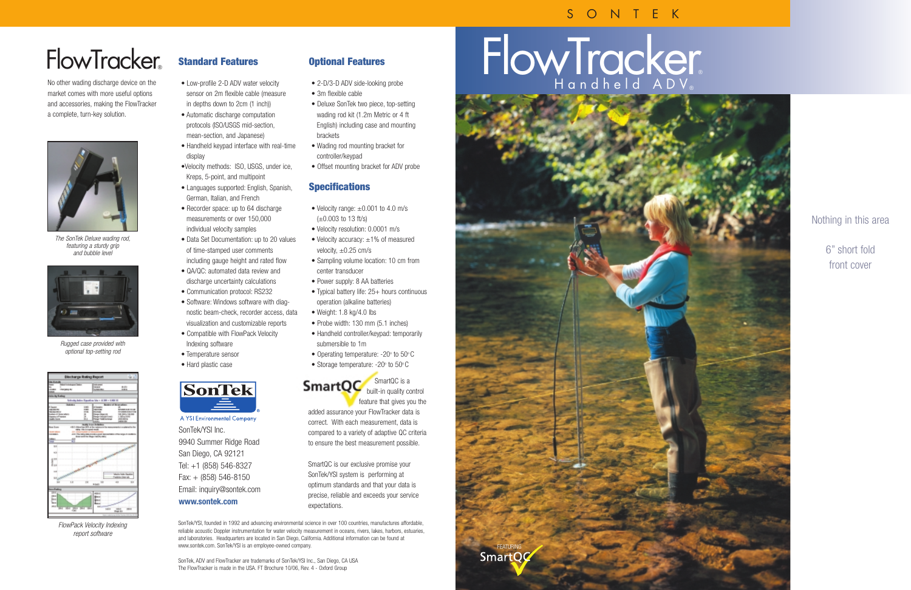# FlowTracker®

No other wading discharge device on the market comes with more useful options and accessories, making the FlowTracker a complete, turn-key solution.

*The SonTek Deluxe wading rod, featuring a sturdy grip and bubble level*

*Rugged case provided with optional top-setting rod*

*FlowPack Velocity Indexing report software*

## Standard Features

- Low-profile 2-D ADV water velocity sensor on 2m flexible cable (measure in depths down to 2cm (1 inch))
- Automatic discharge computation protocols (ISO/USGS mid-section, mean-section, and Japanese)
- Handheld keypad interface with real-time display
- Velocity methods: ISO, USGS, under ice, Kreps, 5-point, and multipoint
- Languages supported: English, Spanish, German, Italian, and French
- Recorder space: up to 64 discharge measurements or over 150,000 individual velocity samples
- Data Set Documentation: up to 20 values of time-stamped user comments including gauge height and rated flow
- QA/QC: automated data review and discharge uncertainty calculations
- Communication protocol: RS232
- Software: Windows software with diagnostic beam-check, recorder access, data visualization and customizable reports
- Compatible with FlowPack Velocity Indexing software
- Temperature sensor
- Hard plastic case

SonTek®
A YSI Environmental Company

SonTek/YSI Inc.
9940 Summer Ridge Road
San Diego, CA 92121
Tel: +1 (858) 546-8327
Fax: + (858) 546-8150
Email: inquiry@sontek.com
**www.sontek.com**

## Optional Features

- 2-D/3-D ADV side-looking probe
- 3m flexible cable
- Deluxe SonTek two piece, top-setting wading rod kit (1.2m Metric or 4 ft English) including case and mounting brackets
- Wading rod mounting bracket for controller/keypad
- Offset mounting bracket for ADV probe

## Specifications

- Velocity range: ±0.001 to 4.0 m/s (±0.003 to 13 ft/s)
- Velocity resolution: 0.0001 m/s
- Velocity accuracy: ±1% of measured velocity, ±0.25 cm/s
- Sampling volume location: 10 cm from center transducer
- Power supply: 8 AA batteries
- Typical battery life: 25+ hours continuous operation (alkaline batteries)
- Weight: 1.8 kg/4.0 lbs
- Probe width: 130 mm (5.1 inches)
- Handheld controller/keypad: temporarily submersible to 1m
- Operating temperature: -20° to 50°C
- Storage temperature: -20° to 50°C

SmartQC

SmartQC is a built-in quality control feature that gives you the added assurance your FlowTracker data is correct. With each measurement, data is compared to a variety of adaptive QC criteria to ensure the best measurement possible.

SmartQC is our exclusive promise your SonTek/YSI system is performing at optimum standards and that your data is precise, reliable and exceeds your service expectations.

SonTek/YSI, founded in 1992 and advancing environmental science in over 100 countries, manufactures affordable, reliable acoustic Doppler instrumentation for water velocity measurement in oceans, rivers, lakes, harbors, estuaries, and laboratories. Headquarters are located in San Diego, California. Additional information can be found at www.sontek.com. SonTek/YSI is an employee-owned company.

SonTek, ADV and FlowTracker are trademarks of SonTek/YSI Inc., San Diego, CA USA
The FlowTracker is made in the USA. FT Brochure 10/06, Rev. 4 - Oxford Group

S O N T E K

# FlowTracker®
## Handheld ADV®

FEATURING SmartQC

Nothing in this area

6" short fold front cover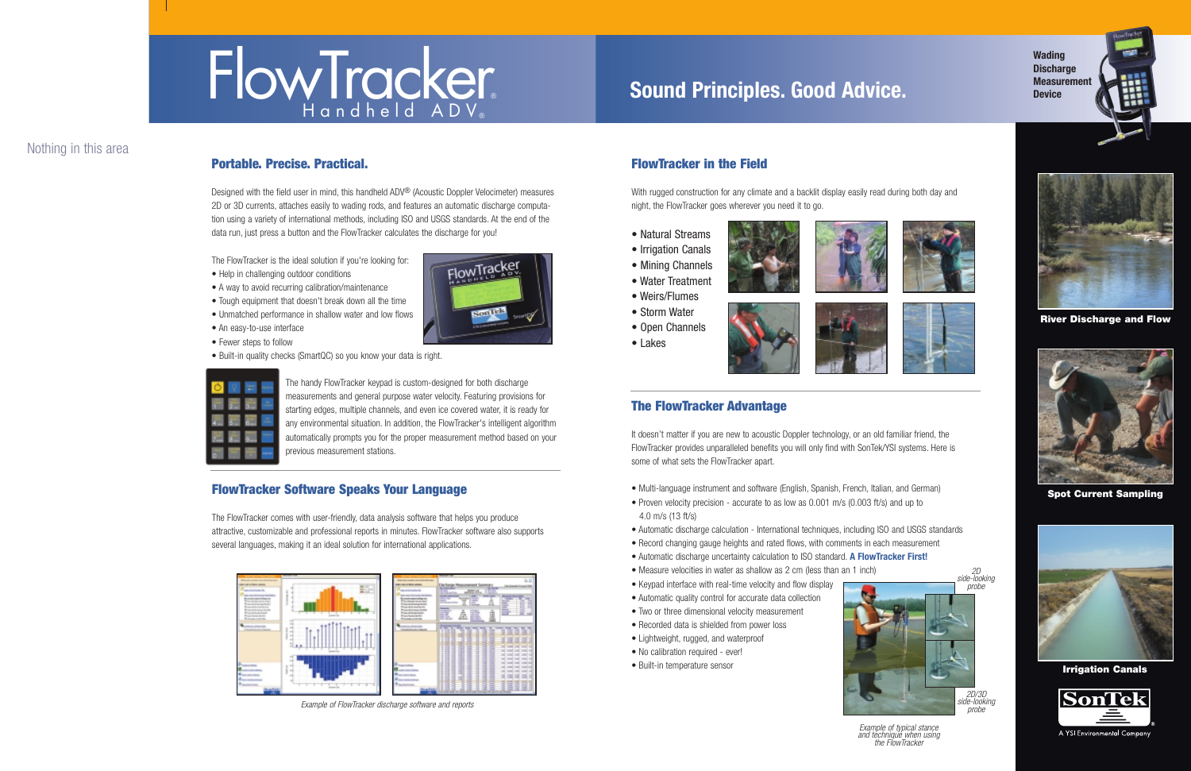# FlowTracker Handheld ADV®

## Sound Principles. Good Advice.

**Wading Discharge Measurement Device**

Nothing in this area

## Portable. Precise. Practical.

Designed with the field user in mind, this handheld ADV® (Acoustic Doppler Velocimeter) measures 2D or 3D currents, attaches easily to wading rods, and features an automatic discharge computation using a variety of international methods, including ISO and USGS standards. At the end of the data run, just press a button and the FlowTracker calculates the discharge for you!

The FlowTracker is the ideal solution if you're looking for:

- Help in challenging outdoor conditions
- A way to avoid recurring calibration/maintenance
- Tough equipment that doesn't break down all the time
- Unmatched performance in shallow water and low flows
- An easy-to-use interface
- Fewer steps to follow
- Built-in quality checks (SmartQC) so you know your data is right.

The handy FlowTracker keypad is custom-designed for both discharge measurements and general purpose water velocity. Featuring provisions for starting edges, multiple channels, and even ice covered water, it is ready for any environmental situation. In addition, the FlowTracker's intelligent algorithm automatically prompts you for the proper measurement method based on your previous measurement stations.

## FlowTracker Software Speaks Your Language

The FlowTracker comes with user-friendly, data analysis software that helps you produce attractive, customizable and professional reports in minutes. FlowTracker software also supports several languages, making it an ideal solution for international applications.

*Example of FlowTracker discharge software and reports*

## FlowTracker in the Field

With rugged construction for any climate and a backlit display easily read during both day and night, the FlowTracker goes wherever you need it to go.

- Natural Streams
- Irrigation Canals
- Mining Channels
- Water Treatment
- Weirs/Flumes
- Storm Water
- Open Channels
- Lakes

## The FlowTracker Advantage

It doesn't matter if you are new to acoustic Doppler technology, or an old familiar friend, the FlowTracker provides unparalleled benefits you will only find with SonTek/YSI systems. Here is some of what sets the FlowTracker apart.

- Multi-language instrument and software (English, Spanish, French, Italian, and German)
- Proven velocity precision - accurate to as low as 0.001 m/s (0.003 ft/s) and up to 4.0 m/s (13 ft/s)
- Automatic discharge calculation - International techniques, including ISO and USGS standards
- Record changing gauge heights and rated flows, with comments in each measurement
- Automatic discharge uncertainty calculation to ISO standard. **A FlowTracker First!**
- Measure velocities in water as shallow as 2 cm (less than an 1 inch)
- Keypad interface with real-time velocity and flow display
- Automatic quality control for accurate data collection
- Two or three dimensional velocity measurement
- Recorded data is shielded from power loss
- Lightweight, rugged, and waterproof
- No calibration required - ever!
- Built-in temperature sensor

*2D side-looking probe*

*2D/3D side-looking probe*

*Example of typical stance and technique when using the FlowTracker*

**River Discharge and Flow**

**Spot Current Sampling**

**Irrigation Canals**

SonTek® A YSI Environmental Company